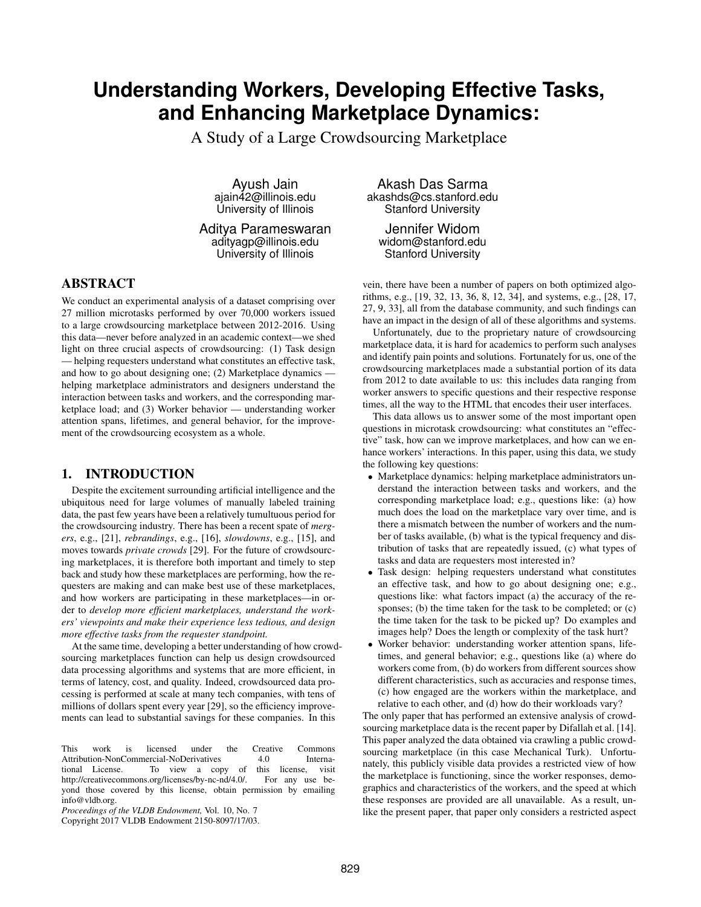# Understanding Workers, Developing Effective Tasks, and Enhancing Marketplace Dynamics:

A Study of a Large Crowdsourcing Marketplace

Ayush Jain
ajain42@illinois.edu
University of Illinois

Akash Das Sarma
akashds@cs.stanford.edu
Stanford University

Aditya Parameswaran
adityagp@illinois.edu
University of Illinois

Jennifer Widom
widom@stanford.edu
Stanford University

## ABSTRACT

We conduct an experimental analysis of a dataset comprising over 27 million microtasks performed by over 70,000 workers issued to a large crowdsourcing marketplace between 2012-2016. Using this data—never before analyzed in an academic context—we shed light on three crucial aspects of crowdsourcing: (1) Task design — helping requesters understand what constitutes an effective task, and how to go about designing one; (2) Marketplace dynamics — helping marketplace administrators and designers understand the interaction between tasks and workers, and the corresponding marketplace load; and (3) Worker behavior — understanding worker attention spans, lifetimes, and general behavior, for the improvement of the crowdsourcing ecosystem as a whole.

## 1. INTRODUCTION

Despite the excitement surrounding artificial intelligence and the ubiquitous need for large volumes of manually labeled training data, the past few years have been a relatively tumultuous period for the crowdsourcing industry. There has been a recent spate of *mergers*, e.g., [21], *rebrandings*, e.g., [16], *slowdowns*, e.g., [15], and moves towards *private crowds* [29]. For the future of crowdsourcing marketplaces, it is therefore both important and timely to step back and study how these marketplaces are performing, how the requesters are making and can make best use of these marketplaces, and how workers are participating in these marketplaces—in order to *develop more efficient marketplaces, understand the workers' viewpoints and make their experience less tedious, and design more effective tasks from the requester standpoint.*

At the same time, developing a better understanding of how crowdsourcing marketplaces function can help us design crowdsourced data processing algorithms and systems that are more efficient, in terms of latency, cost, and quality. Indeed, crowdsourced data processing is performed at scale at many tech companies, with tens of millions of dollars spent every year [29], so the efficiency improvements can lead to substantial savings for these companies. In this vein, there have been a number of papers on both optimized algorithms, e.g., [19, 32, 13, 36, 8, 12, 34], and systems, e.g., [28, 17, 27, 9, 33], all from the database community, and such findings can have an impact in the design of all of these algorithms and systems.

Unfortunately, due to the proprietary nature of crowdsourcing marketplace data, it is hard for academics to perform such analyses and identify pain points and solutions. Fortunately for us, one of the crowdsourcing marketplaces made a substantial portion of its data from 2012 to date available to us: this includes data ranging from worker answers to specific questions and their respective response times, all the way to the HTML that encodes their user interfaces.

This data allows us to answer some of the most important open questions in microtask crowdsourcing: what constitutes an "effective" task, how can we improve marketplaces, and how can we enhance workers' interactions. In this paper, using this data, we study the following key questions:

- Marketplace dynamics: helping marketplace administrators understand the interaction between tasks and workers, and the corresponding marketplace load; e.g., questions like: (a) how much does the load on the marketplace vary over time, and is there a mismatch between the number of workers and the number of tasks available, (b) what is the typical frequency and distribution of tasks that are repeatedly issued, (c) what types of tasks and data are requesters most interested in?
- Task design: helping requesters understand what constitutes an effective task, and how to go about designing one; e.g., questions like: what factors impact (a) the accuracy of the responses; (b) the time taken for the task to be completed; or (c) the time taken for the task to be picked up? Do examples and images help? Does the length or complexity of the task hurt?
- Worker behavior: understanding worker attention spans, lifetimes, and general behavior; e.g., questions like (a) where do workers come from, (b) do workers from different sources show different characteristics, such as accuracies and response times, (c) how engaged are the workers within the marketplace, and relative to each other, and (d) how do their workloads vary?

The only paper that has performed an extensive analysis of crowdsourcing marketplace data is the recent paper by Difallah et al. [14]. This paper analyzed the data obtained via crawling a public crowdsourcing marketplace (in this case Mechanical Turk). Unfortunately, this publicly visible data provides a restricted view of how the marketplace is functioning, since the worker responses, demographics and characteristics of the workers, and the speed at which these responses are provided are all unavailable. As a result, unlike the present paper, that paper only considers a restricted aspect

This work is licensed under the Creative Commons Attribution-NonCommercial-NoDerivatives 4.0 International License. To view a copy of this license, visit http://creativecommons.org/licenses/by-nc-nd/4.0/. For any use beyond those covered by this license, obtain permission by emailing info@vldb.org.
*Proceedings of the VLDB Endowment,* Vol. 10, No. 7
Copyright 2017 VLDB Endowment 2150-8097/17/03.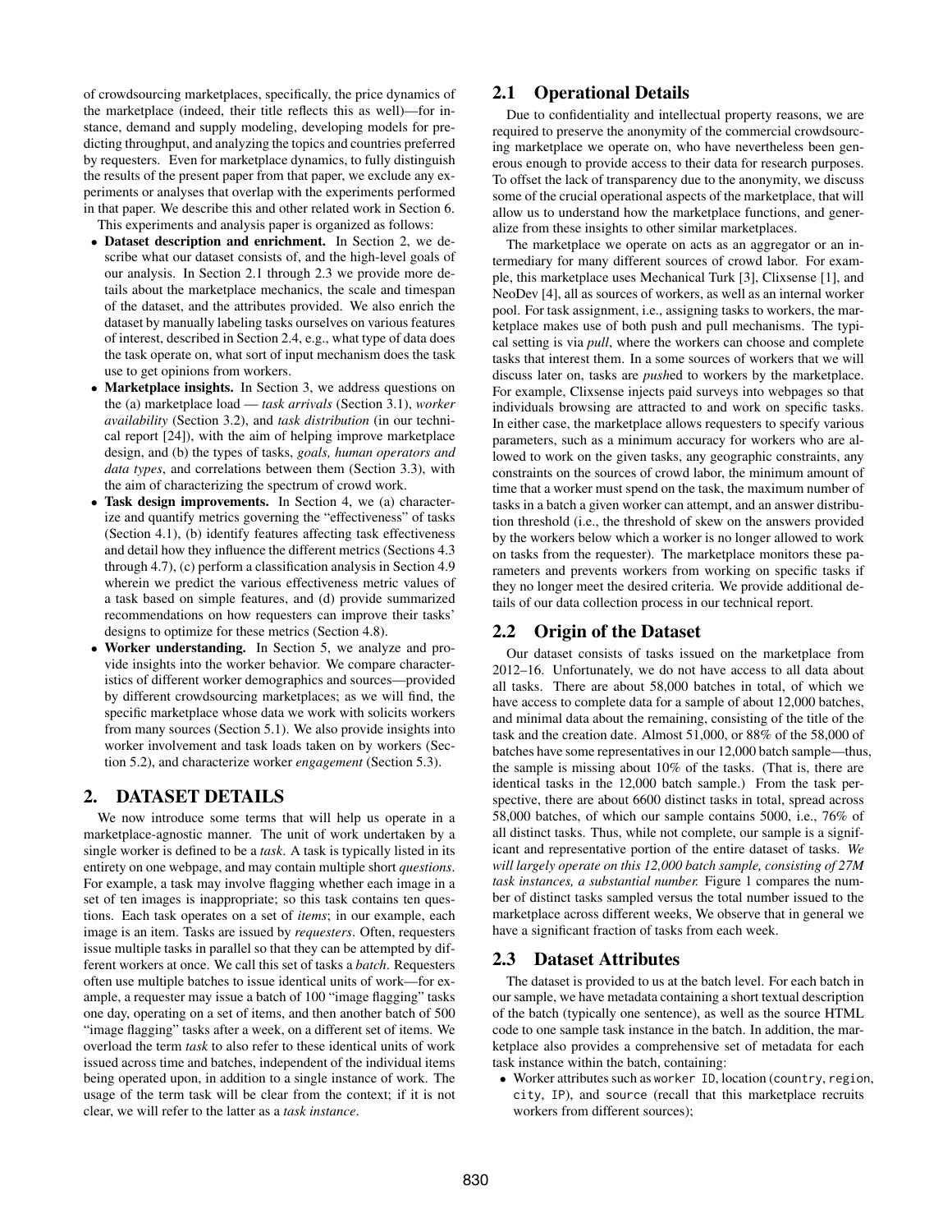of crowdsourcing marketplaces, specifically, the price dynamics of the marketplace (indeed, their title reflects this as well)—for instance, demand and supply modeling, developing models for predicting throughput, and analyzing the topics and countries preferred by requesters. Even for marketplace dynamics, to fully distinguish the results of the present paper from that paper, we exclude any experiments or analyses that overlap with the experiments performed in that paper. We describe this and other related work in Section 6.

This experiments and analysis paper is organized as follows:

- **Dataset description and enrichment.** In Section 2, we describe what our dataset consists of, and the high-level goals of our analysis. In Section 2.1 through 2.3 we provide more details about the marketplace mechanics, the scale and timespan of the dataset, and the attributes provided. We also enrich the dataset by manually labeling tasks ourselves on various features of interest, described in Section 2.4, e.g., what type of data does the task operate on, what sort of input mechanism does the task use to get opinions from workers.
- **Marketplace insights.** In Section 3, we address questions on the (a) marketplace load — *task arrivals* (Section 3.1), *worker availability* (Section 3.2), and *task distribution* (in our technical report [24]), with the aim of helping improve marketplace design, and (b) the types of tasks, *goals, human operators and data types*, and correlations between them (Section 3.3), with the aim of characterizing the spectrum of crowd work.
- **Task design improvements.** In Section 4, we (a) characterize and quantify metrics governing the "effectiveness" of tasks (Section 4.1), (b) identify features affecting task effectiveness and detail how they influence the different metrics (Sections 4.3 through 4.7), (c) perform a classification analysis in Section 4.9 wherein we predict the various effectiveness metric values of a task based on simple features, and (d) provide summarized recommendations on how requesters can improve their tasks' designs to optimize for these metrics (Section 4.8).
- **Worker understanding.** In Section 5, we analyze and provide insights into the worker behavior. We compare characteristics of different worker demographics and sources—provided by different crowdsourcing marketplaces; as we will find, the specific marketplace whose data we work with solicits workers from many sources (Section 5.1). We also provide insights into worker involvement and task loads taken on by workers (Section 5.2), and characterize worker *engagement* (Section 5.3).

## 2. DATASET DETAILS

We now introduce some terms that will help us operate in a marketplace-agnostic manner. The unit of work undertaken by a single worker is defined to be a *task*. A task is typically listed in its entirety on one webpage, and may contain multiple short *questions*. For example, a task may involve flagging whether each image in a set of ten images is inappropriate; so this task contains ten questions. Each task operates on a set of *items*; in our example, each image is an item. Tasks are issued by *requesters*. Often, requesters issue multiple tasks in parallel so that they can be attempted by different workers at once. We call this set of tasks a *batch*. Requesters often use multiple batches to issue identical units of work—for example, a requester may issue a batch of 100 "image flagging" tasks one day, operating on a set of items, and then another batch of 500 "image flagging" tasks after a week, on a different set of items. We overload the term *task* to also refer to these identical units of work issued across time and batches, independent of the individual items being operated upon, in addition to a single instance of work. The usage of the term task will be clear from the context; if it is not clear, we will refer to the latter as a *task instance*.

### 2.1 Operational Details

Due to confidentiality and intellectual property reasons, we are required to preserve the anonymity of the commercial crowdsourcing marketplace we operate on, who have nevertheless been generous enough to provide access to their data for research purposes. To offset the lack of transparency due to the anonymity, we discuss some of the crucial operational aspects of the marketplace, that will allow us to understand how the marketplace functions, and generalize from these insights to other similar marketplaces.

The marketplace we operate on acts as an aggregator or an intermediary for many different sources of crowd labor. For example, this marketplace uses Mechanical Turk [3], Clixsense [1], and NeoDev [4], all as sources of workers, as well as an internal worker pool. For task assignment, i.e., assigning tasks to workers, the marketplace makes use of both push and pull mechanisms. The typical setting is via *pull*, where the workers can choose and complete tasks that interest them. In a some sources of workers that we will discuss later on, tasks are *push*ed to workers by the marketplace. For example, Clixsense injects paid surveys into webpages so that individuals browsing are attracted to and work on specific tasks. In either case, the marketplace allows requesters to specify various parameters, such as a minimum accuracy for workers who are allowed to work on the given tasks, any geographic constraints, any constraints on the sources of crowd labor, the minimum amount of time that a worker must spend on the task, the maximum number of tasks in a batch a given worker can attempt, and an answer distribution threshold (i.e., the threshold of skew on the answers provided by the workers below which a worker is no longer allowed to work on tasks from the requester). The marketplace monitors these parameters and prevents workers from working on specific tasks if they no longer meet the desired criteria. We provide additional details of our data collection process in our technical report.

### 2.2 Origin of the Dataset

Our dataset consists of tasks issued on the marketplace from 2012–16. Unfortunately, we do not have access to all data about all tasks. There are about 58,000 batches in total, of which we have access to complete data for a sample of about 12,000 batches, and minimal data about the remaining, consisting of the title of the task and the creation date. Almost 51,000, or 88% of the 58,000 of batches have some representatives in our 12,000 batch sample—thus, the sample is missing about 10% of the tasks. (That is, there are identical tasks in the 12,000 batch sample.) From the task perspective, there are about 6600 distinct tasks in total, spread across 58,000 batches, of which our sample contains 5000, i.e., 76% of all distinct tasks. Thus, while not complete, our sample is a significant and representative portion of the entire dataset of tasks. *We will largely operate on this 12,000 batch sample, consisting of 27M task instances, a substantial number.* Figure 1 compares the number of distinct tasks sampled versus the total number issued to the marketplace across different weeks, We observe that in general we have a significant fraction of tasks from each week.

### 2.3 Dataset Attributes

The dataset is provided to us at the batch level. For each batch in our sample, we have metadata containing a short textual description of the batch (typically one sentence), as well as the source HTML code to one sample task instance in the batch. In addition, the marketplace also provides a comprehensive set of metadata for each task instance within the batch, containing:

- Worker attributes such as `worker ID`, location (`country`, `region`, `city`, `IP`), and `source` (recall that this marketplace recruits workers from different sources);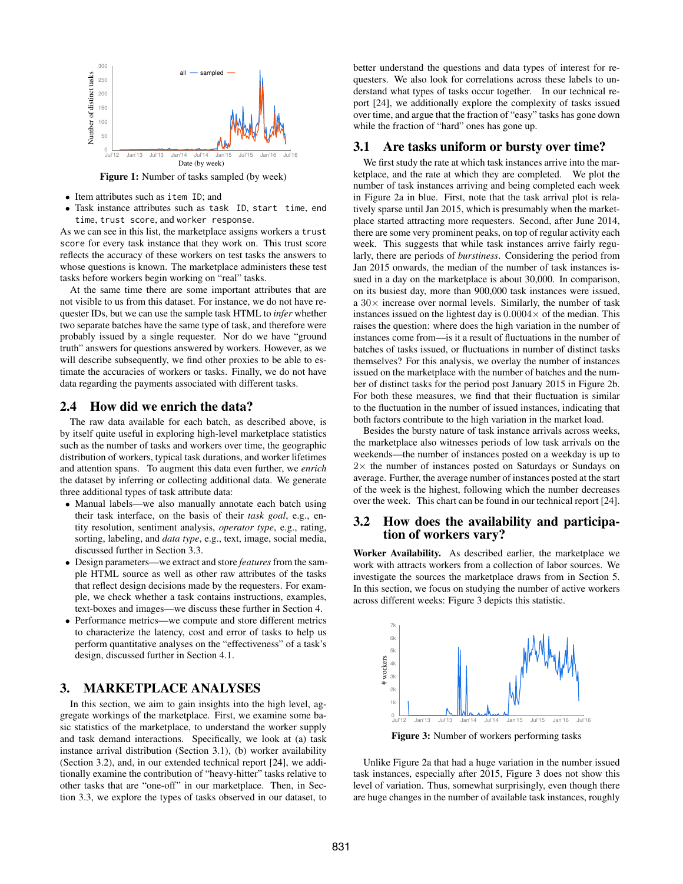300

250

200

150

100

50

0

Number of distinct tasks

all — sampled —

Jul'12 Jan'13 Jul'13 Jan'14 Jul'14 Jan'15 Jul'15 Jan'16 Jul'16

Date (by week)

**Figure 1:** Number of tasks sampled (by week)

- Item attributes such as item ID; and
- Task instance attributes such as task ID, start time, end time, trust score, and worker response.

As we can see in this list, the marketplace assigns workers a trust score for every task instance that they work on. This trust score reflects the accuracy of these workers on test tasks the answers to whose questions is known. The marketplace administers these test tasks before workers begin working on "real" tasks.

At the same time there are some important attributes that are not visible to us from this dataset. For instance, we do not have requester IDs, but we can use the sample task HTML to *infer* whether two separate batches have the same type of task, and therefore were probably issued by a single requester. Nor do we have "ground truth" answers for questions answered by workers. However, as we will describe subsequently, we find other proxies to be able to estimate the accuracies of workers or tasks. Finally, we do not have data regarding the payments associated with different tasks.

## 2.4 How did we enrich the data?

The raw data available for each batch, as described above, is by itself quite useful in exploring high-level marketplace statistics such as the number of tasks and workers over time, the geographic distribution of workers, typical task durations, and worker lifetimes and attention spans. To augment this data even further, we *enrich* the dataset by inferring or collecting additional data. We generate three additional types of task attribute data:

- Manual labels—we also manually annotate each batch using their task interface, on the basis of their *task goal*, e.g., entity resolution, sentiment analysis, *operator type*, e.g., rating, sorting, labeling, and *data type*, e.g., text, image, social media, discussed further in Section 3.3.
- Design parameters—we extract and store *features* from the sample HTML source as well as other raw attributes of the tasks that reflect design decisions made by the requesters. For example, we check whether a task contains instructions, examples, text-boxes and images—we discuss these further in Section 4.
- Performance metrics—we compute and store different metrics to characterize the latency, cost and error of tasks to help us perform quantitative analyses on the "effectiveness" of a task's design, discussed further in Section 4.1.

# 3. MARKETPLACE ANALYSES

In this section, we aim to gain insights into the high level, aggregate workings of the marketplace. First, we examine some basic statistics of the marketplace, to understand the worker supply and task demand interactions. Specifically, we look at (a) task instance arrival distribution (Section 3.1), (b) worker availability (Section 3.2), and, in our extended technical report [24], we additionally examine the contribution of "heavy-hitter" tasks relative to other tasks that are "one-off" in our marketplace. Then, in Section 3.3, we explore the types of tasks observed in our dataset, to better understand the questions and data types of interest for requesters. We also look for correlations across these labels to understand what types of tasks occur together. In our technical report [24], we additionally explore the complexity of tasks issued over time, and argue that the fraction of "easy" tasks has gone down while the fraction of "hard" ones has gone up.

## 3.1 Are tasks uniform or bursty over time?

We first study the rate at which task instances arrive into the marketplace, and the rate at which they are completed. We plot the number of task instances arriving and being completed each week in Figure 2a in blue. First, note that the task arrival plot is relatively sparse until Jan 2015, which is presumably when the marketplace started attracting more requesters. Second, after June 2014, there are some very prominent peaks, on top of regular activity each week. This suggests that while task instances arrive fairly regularly, there are periods of *burstiness*. Considering the period from Jan 2015 onwards, the median of the number of task instances issued in a day on the marketplace is about 30,000. In comparison, on its busiest day, more than 900,000 task instances were issued, a $30\times$ increase over normal levels. Similarly, the number of task instances issued on the lightest day is $0.0004\times$ of the median. This raises the question: where does the high variation in the number of instances come from—is it a result of fluctuations in the number of batches of tasks issued, or fluctuations in number of distinct tasks themselves? For this analysis, we overlay the number of instances issued on the marketplace with the number of batches and the number of distinct tasks for the period post January 2015 in Figure 2b. For both these measures, we find that their fluctuation is similar to the fluctuation in the number of issued instances, indicating that both factors contribute to the high variation in the market load.

Besides the bursty nature of task instance arrivals across weeks, the marketplace also witnesses periods of low task arrivals on the weekends—the number of instances posted on a weekday is up to $2\times$ the number of instances posted on Saturdays or Sundays on average. Further, the average number of instances posted at the start of the week is the highest, following which the number decreases over the week. This chart can be found in our technical report [24].

## 3.2 How does the availability and participation of workers vary?

**Worker Availability.** As described earlier, the marketplace we work with attracts workers from a collection of labor sources. We investigate the sources the marketplace draws from in Section 5. In this section, we focus on studying the number of active workers across different weeks: Figure 3 depicts this statistic.

7k

6k

5k

4k

3k

2k

1k

0

# workers

Jul'12 Jan'13 Jul'13 Jan'14 Jul'14 Jan'15 Jul'15 Jan'16 Jul'16

**Figure 3:** Number of workers performing tasks

Unlike Figure 2a that had a huge variation in the number issued task instances, especially after 2015, Figure 3 does not show this level of variation. Thus, somewhat surprisingly, even though there are huge changes in the number of available task instances, roughly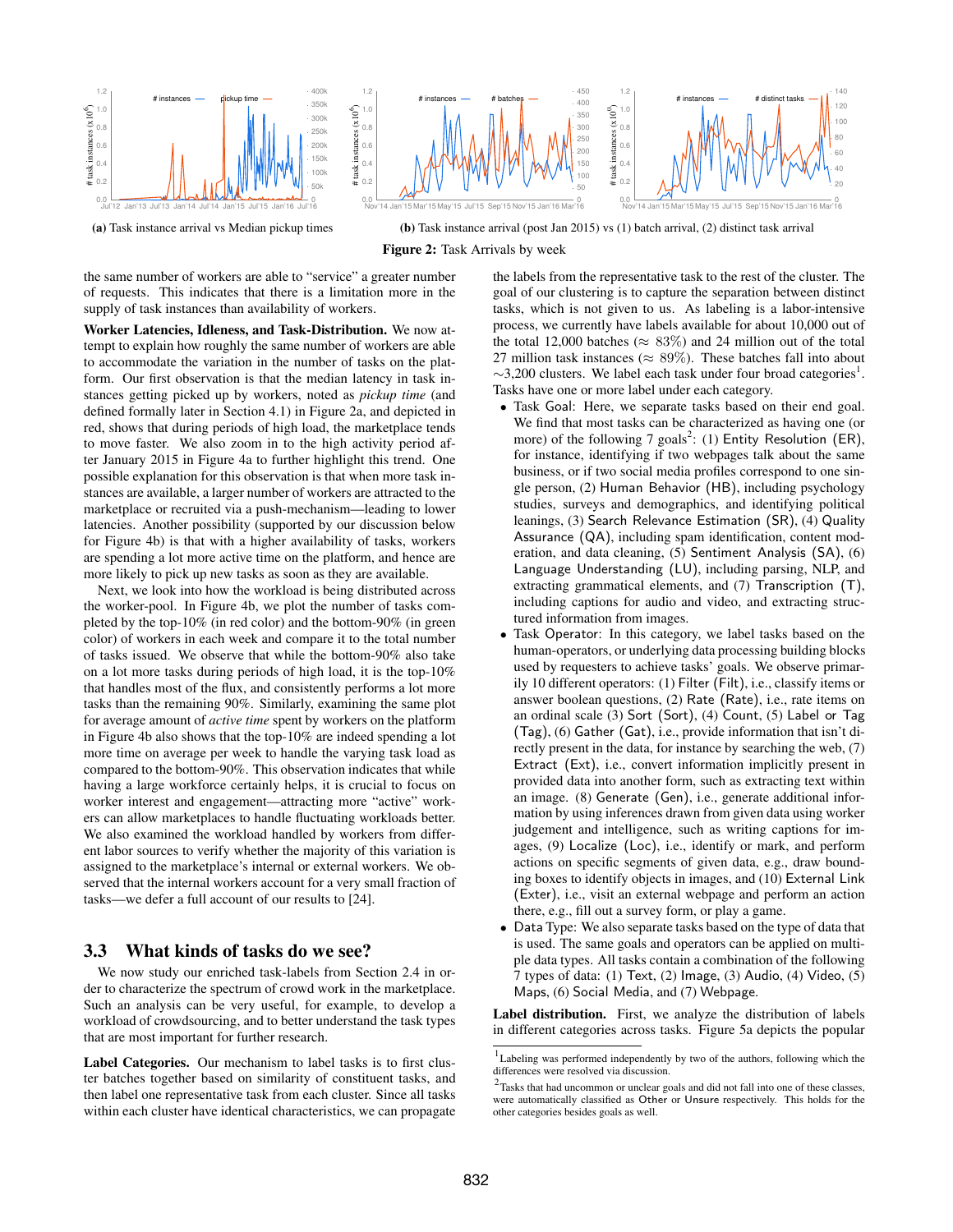(a) Task instance arrival vs Median pickup times

(b) Task instance arrival (post Jan 2015) vs (1) batch arrival, (2) distinct task arrival

**Figure 2:** Task Arrivals by week

the same number of workers are able to "service" a greater number of requests. This indicates that there is a limitation more in the supply of task instances than availability of workers.

**Worker Latencies, Idleness, and Task-Distribution.** We now attempt to explain how roughly the same number of workers are able to accommodate the variation in the number of tasks on the platform. Our first observation is that the median latency in task instances getting picked up by workers, noted as *pickup time* (and defined formally later in Section 4.1) in Figure 2a, and depicted in red, shows that during periods of high load, the marketplace tends to move faster. We also zoom in to the high activity period after January 2015 in Figure 4a to further highlight this trend. One possible explanation for this observation is that when more task instances are available, a larger number of workers are attracted to the marketplace or recruited via a push-mechanism—leading to lower latencies. Another possibility (supported by our discussion below for Figure 4b) is that with a higher availability of tasks, workers are spending a lot more active time on the platform, and hence are more likely to pick up new tasks as soon as they are available.

Next, we look into how the workload is being distributed across the worker-pool. In Figure 4b, we plot the number of tasks completed by the top-10% (in red color) and the bottom-90% (in green color) of workers in each week and compare it to the total number of tasks issued. We observe that while the bottom-90% also take on a lot more tasks during periods of high load, it is the top-10% that handles most of the flux, and consistently performs a lot more tasks than the remaining 90%. Similarly, examining the same plot for average amount of *active time* spent by workers on the platform in Figure 4b also shows that the top-10% are indeed spending a lot more time on average per week to handle the varying task load as compared to the bottom-90%. This observation indicates that while having a large workforce certainly helps, it is crucial to focus on worker interest and engagement—attracting more "active" workers can allow marketplaces to handle fluctuating workloads better. We also examined the workload handled by workers from different labor sources to verify whether the majority of this variation is assigned to the marketplace's internal or external workers. We observed that the internal workers account for a very small fraction of tasks—we defer a full account of our results to [24].

## 3.3 What kinds of tasks do we see?

We now study our enriched task-labels from Section 2.4 in order to characterize the spectrum of crowd work in the marketplace. Such an analysis can be very useful, for example, to develop a workload of crowdsourcing, and to better understand the task types that are most important for further research.

**Label Categories.** Our mechanism to label tasks is to first cluster batches together based on similarity of constituent tasks, and then label one representative task from each cluster. Since all tasks within each cluster have identical characteristics, we can propagate the labels from the representative task to the rest of the cluster. The goal of our clustering is to capture the separation between distinct tasks, which is not given to us. As labeling is a labor-intensive process, we currently have labels available for about 10,000 out of the total 12,000 batches ($\approx 83\%$) and 24 million out of the total 27 million task instances ($\approx 89\%$). These batches fall into about $\sim$3,200 clusters. We label each task under four broad categories[1]. Tasks have one or more label under each category.

- Task Goal: Here, we separate tasks based on their end goal. We find that most tasks can be characterized as having one (or more) of the following 7 goals[2]: (1) Entity Resolution (ER), for instance, identifying if two webpages talk about the same business, or if two social media profiles correspond to one single person, (2) Human Behavior (HB), including psychology studies, surveys and demographics, and identifying political leanings, (3) Search Relevance Estimation (SR), (4) Quality Assurance (QA), including spam identification, content moderation, and data cleaning, (5) Sentiment Analysis (SA), (6) Language Understanding (LU), including parsing, NLP, and extracting grammatical elements, and (7) Transcription (T), including captions for audio and video, and extracting structured information from images.
- Task Operator: In this category, we label tasks based on the human-operators, or underlying data processing building blocks used by requesters to achieve tasks' goals. We observe primarily 10 different operators: (1) Filter (Filt), i.e., classify items or answer boolean questions, (2) Rate (Rate), i.e., rate items on an ordinal scale (3) Sort (Sort), (4) Count, (5) Label or Tag (Tag), (6) Gather (Gat), i.e., provide information that isn't directly present in the data, for instance by searching the web, (7) Extract (Ext), i.e., convert information implicitly present in provided data into another form, such as extracting text within an image. (8) Generate (Gen), i.e., generate additional information by using inferences drawn from given data using worker judgement and intelligence, such as writing captions for images, (9) Localize (Loc), i.e., identify or mark, and perform actions on specific segments of given data, e.g., draw bounding boxes to identify objects in images, and (10) External Link (Exter), i.e., visit an external webpage and perform an action there, e.g., fill out a survey form, or play a game.
- Data Type: We also separate tasks based on the type of data that is used. The same goals and operators can be applied on multiple data types. All tasks contain a combination of the following 7 types of data: (1) Text, (2) Image, (3) Audio, (4) Video, (5) Maps, (6) Social Media, and (7) Webpage.

**Label distribution.** First, we analyze the distribution of labels in different categories across tasks. Figure 5a depicts the popular

[1] Labeling was performed independently by two of the authors, following which the differences were resolved via discussion.

[2] Tasks that had uncommon or unclear goals and did not fall into one of these classes, were automatically classified as Other or Unsure respectively. This holds for the other categories besides goals as well.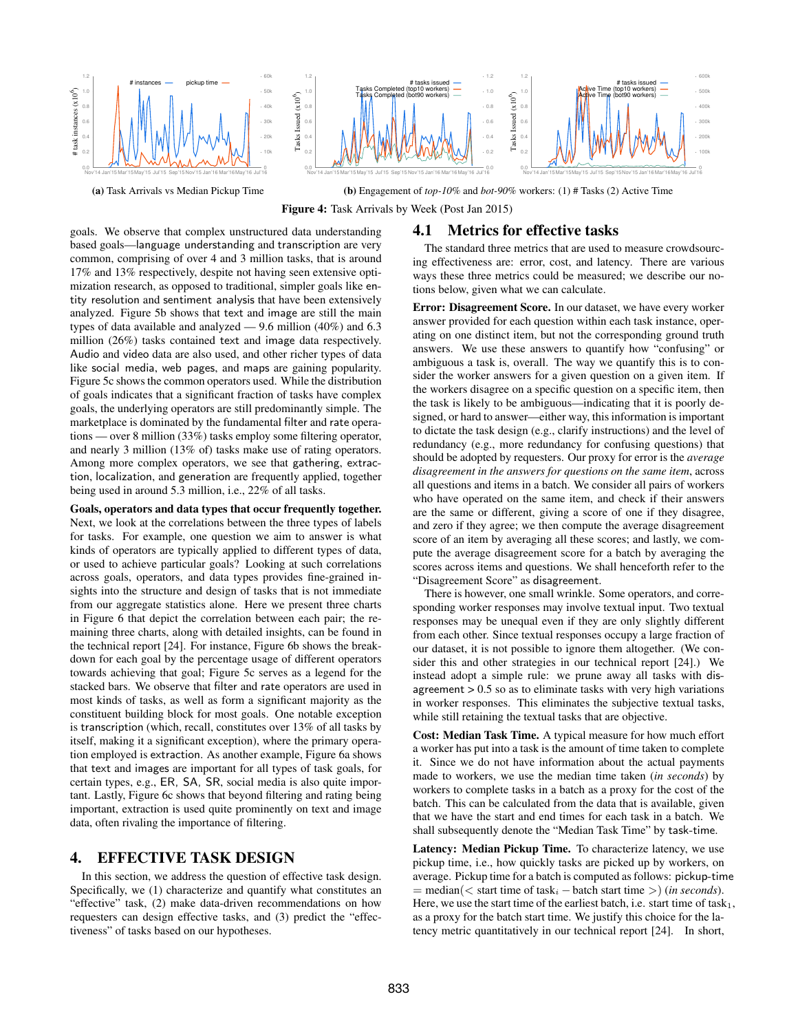1.2
1.0
0.8
0.6
0.4
0.2
0.0
# task instances (x10^6)
# instances
pickup time
60k
50k
40k
30k
20k
10k
0
Nov'14 Jan'15 Mar'15 May'15 Jul'15 Sep'15 Nov'15 Jan'16 Mar'16 May'16 Jul'16

Tasks Issued (x10^6)
# tasks issued
Tasks Completed (top10 workers)
Tasks Completed (bot90 workers)

Tasks Issued (x10^6)
# tasks issued
Active Time (top10 workers)
Active Time (bot90 workers)
600k
500k
400k
300k
200k
100k
0

**(a)** Task Arrivals vs Median Pickup Time

**(b)** Engagement of *top-10%* and *bot-90%* workers: (1) # Tasks (2) Active Time

**Figure 4:** Task Arrivals by Week (Post Jan 2015)

goals. We observe that complex unstructured data understanding based goals—language understanding and transcription are very common, comprising of over 4 and 3 million tasks, that is around 17% and 13% respectively, despite not having seen extensive optimization research, as opposed to traditional, simpler goals like entity resolution and sentiment analysis that have been extensively analyzed. Figure 5b shows that text and image are still the main types of data available and analyzed — 9.6 million (40%) and 6.3 million (26%) tasks contained text and image data respectively. Audio and video data are also used, and other richer types of data like social media, web pages, and maps are gaining popularity. Figure 5c shows the common operators used. While the distribution of goals indicates that a significant fraction of tasks have complex goals, the underlying operators are still predominantly simple. The marketplace is dominated by the fundamental filter and rate operations — over 8 million (33%) tasks employ some filtering operator, and nearly 3 million (13% of) tasks make use of rating operators. Among more complex operators, we see that gathering, extraction, localization, and generation are frequently applied, together being used in around 5.3 million, i.e., 22% of all tasks.

**Goals, operators and data types that occur frequently together.** Next, we look at the correlations between the three types of labels for tasks. For example, one question we aim to answer is what kinds of operators are typically applied to different types of data, or used to achieve particular goals? Looking at such correlations across goals, operators, and data types provides fine-grained insights into the structure and design of tasks that is not immediate from our aggregate statistics alone. Here we present three charts in Figure 6 that depict the correlation between each pair; the remaining three charts, along with detailed insights, can be found in the technical report [24]. For instance, Figure 6b shows the breakdown for each goal by the percentage usage of different operators towards achieving that goal; Figure 5c serves as a legend for the stacked bars. We observe that filter and rate operators are used in most kinds of tasks, as well as form a significant majority as the constituent building block for most goals. One notable exception is transcription (which, recall, constitutes over 13% of all tasks by itself, making it a significant exception), where the primary operation employed is extraction. As another example, Figure 6a shows that text and images are important for all types of task goals, for certain types, e.g., ER, SA, SR, social media is also quite important. Lastly, Figure 6c shows that beyond filtering and rating being important, extraction is used quite prominently on text and image data, often rivaling the importance of filtering.

## 4. EFFECTIVE TASK DESIGN

In this section, we address the question of effective task design. Specifically, we (1) characterize and quantify what constitutes an "effective" task, (2) make data-driven recommendations on how requesters can design effective tasks, and (3) predict the "effectiveness" of tasks based on our hypotheses.

### 4.1 Metrics for effective tasks

The standard three metrics that are used to measure crowdsourcing effectiveness are: error, cost, and latency. There are various ways these three metrics could be measured; we describe our notions below, given what we can calculate.

**Error: Disagreement Score.** In our dataset, we have every worker answer provided for each question within each task instance, operating on one distinct item, but not the corresponding ground truth answers. We use these answers to quantify how "confusing" or ambiguous a task is, overall. The way we quantify this is to consider the worker answers for a given question on a given item. If the workers disagree on a specific question on a specific item, then the task is likely to be ambiguous—indicating that it is poorly designed, or hard to answer—either way, this information is important to dictate the task design (e.g., clarify instructions) and the level of redundancy (e.g., more redundancy for confusing questions) that should be adopted by requesters. Our proxy for error is the *average disagreement in the answers for questions on the same item*, across all questions and items in a batch. We consider all pairs of workers who have operated on the same item, and check if their answers are the same or different, giving a score of one if they disagree, and zero if they agree; we then compute the average disagreement score of an item by averaging all these scores; and lastly, we compute the average disagreement score for a batch by averaging the scores across items and questions. We shall henceforth refer to the "Disagreement Score" as disagreement.

There is however, one small wrinkle. Some operators, and corresponding worker responses may involve textual input. Two textual responses may be unequal even if they are only slightly different from each other. Since textual responses occupy a large fraction of our dataset, it is not possible to ignore them altogether. (We consider this and other strategies in our technical report [24].) We instead adopt a simple rule: we prune away all tasks with disagreement > 0.5 so as to eliminate tasks with very high variations in worker responses. This eliminates the subjective textual tasks, while still retaining the textual tasks that are objective.

**Cost: Median Task Time.** A typical measure for how much effort a worker has put into a task is the amount of time taken to complete it. Since we do not have information about the actual payments made to workers, we use the median time taken (*in seconds*) by workers to complete tasks in a batch as a proxy for the cost of the batch. This can be calculated from the data that is available, given that we have the start and end times for each task in a batch. We shall subsequently denote the "Median Task Time" by task-time.

**Latency: Median Pickup Time.** To characterize latency, we use pickup time, i.e., how quickly tasks are picked up by workers, on average. Pickup time for a batch is computed as follows: pickup-time = median(< start time of task$_i$ − batch start time >) (*in seconds*). Here, we use the start time of the earliest batch, i.e. start time of task$_1$, as a proxy for the batch start time. We justify this choice for the latency metric quantitatively in our technical report [24]. In short,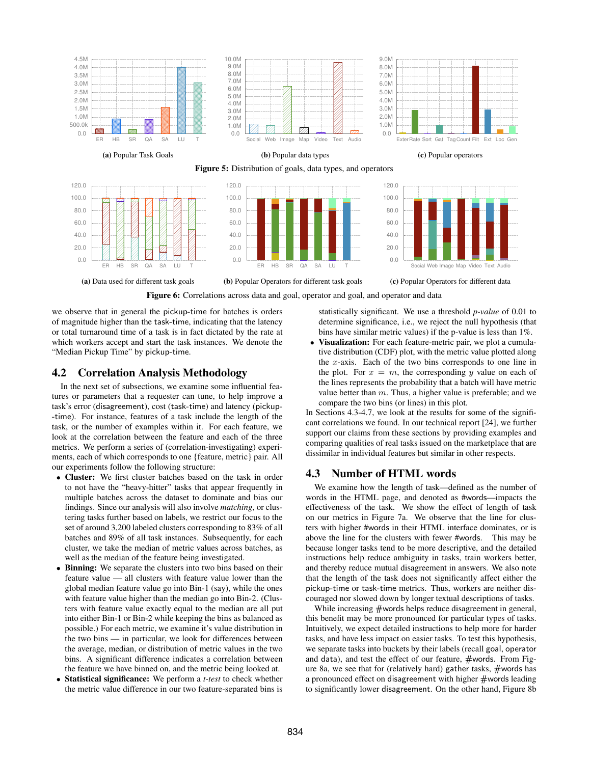4.5M
4.0M
3.5M
3.0M
2.5M
2.0M
1.5M
1.0M
500.0k
0.0
ER HB SR QA SA LU T

**(a)** Popular Task Goals

10.0M
9.0M
8.0M
7.0M
6.0M
5.0M
4.0M
3.0M
2.0M
1.0M
0.0
Social Web Image Map Video Text Audio

**(b)** Popular data types

9.0M
8.0M
7.0M
6.0M
5.0M
4.0M
3.0M
2.0M
1.0M
0.0
Exter Rate Sort Gat Tag Count Filt Ext Loc Gen

**(c)** Popular operators

**Figure 5:** Distribution of goals, data types, and operators

120.0
100.0
80.0
60.0
40.0
20.0
0.0
ER HB SR QA SA LU T

**(a)** Data used for different task goals

120.0
100.0
80.0
60.0
40.0
20.0
0.0
ER HB SR QA SA LU T

**(b)** Popular Operators for different task goals

120.0
100.0
80.0
60.0
40.0
20.0
0.0
Social Web Image Map Video Text Audio

**(c)** Popular Operators for different data

**Figure 6:** Correlations across data and goal, operator and goal, and operator and data

we observe that in general the pickup-time for batches is orders of magnitude higher than the task-time, indicating that the latency or total turnaround time of a task is in fact dictated by the rate at which workers accept and start the task instances. We denote the "Median Pickup Time" by pickup-time.

## 4.2 Correlation Analysis Methodology

In the next set of subsections, we examine some influential features or parameters that a requester can tune, to help improve a task's error (disagreement), cost (task-time) and latency (pickup-time). For instance, features of a task include the length of the task, or the number of examples within it. For each feature, we look at the correlation between the feature and each of the three metrics. We perform a series of (correlation-investigating) experiments, each of which corresponds to one {feature, metric} pair. All our experiments follow the following structure:

- **Cluster:** We first cluster batches based on the task in order to not have the "heavy-hitter" tasks that appear frequently in multiple batches across the dataset to dominate and bias our findings. Since our analysis will also involve *matching*, or clustering tasks further based on labels, we restrict our focus to the set of around 3,200 labeled clusters corresponding to 83% of all batches and 89% of all task instances. Subsequently, for each cluster, we take the median of metric values across batches, as well as the median of the feature being investigated.
- **Binning:** We separate the clusters into two bins based on their feature value — all clusters with feature value lower than the global median feature value go into Bin-1 (say), while the ones with feature value higher than the median go into Bin-2. (Clusters with feature value exactly equal to the median are all put into either Bin-1 or Bin-2 while keeping the bins as balanced as possible.) For each metric, we examine it's value distribution in the two bins — in particular, we look for differences between the average, median, or distribution of metric values in the two bins. A significant difference indicates a correlation between the feature we have binned on, and the metric being looked at.
- **Statistical significance:** We perform a *t-test* to check whether the metric value difference in our two feature-separated bins is statistically significant. We use a threshold *p-value* of 0.01 to determine significance, i.e., we reject the null hypothesis (that bins have similar metric values) if the p-value is less than 1%.
- **Visualization:** For each feature-metric pair, we plot a cumulative distribution (CDF) plot, with the metric value plotted along the $x$-axis. Each of the two bins corresponds to one line in the plot. For $x = m$, the corresponding $y$ value on each of the lines represents the probability that a batch will have metric value better than $m$. Thus, a higher value is preferable; and we compare the two bins (or lines) in this plot.

In Sections 4.3-4.7, we look at the results for some of the significant correlations we found. In our technical report [24], we further support our claims from these sections by providing examples and comparing qualities of real tasks issued on the marketplace that are dissimilar in individual features but similar in other respects.

## 4.3 Number of HTML words

We examine how the length of task—defined as the number of words in the HTML page, and denoted as #words—impacts the effectiveness of the task. We show the effect of length of task on our metrics in Figure 7a. We observe that the line for clusters with higher #words in their HTML interface dominates, or is above the line for the clusters with fewer #words. This may be because longer tasks tend to be more descriptive, and the detailed instructions help reduce ambiguity in tasks, train workers better, and thereby reduce mutual disagreement in answers. We also note that the length of the task does not significantly affect either the pickup-time or task-time metrics. Thus, workers are neither discouraged nor slowed down by longer textual descriptions of tasks.

While increasing #words helps reduce disagreement in general, this benefit may be more pronounced for particular types of tasks. Intuitively, we expect detailed instructions to help more for harder tasks, and have less impact on easier tasks. To test this hypothesis, we separate tasks into buckets by their labels (recall goal, operator and data), and test the effect of our feature, #words. From Figure 8a, we see that for (relatively hard) gather tasks, #words has a pronounced effect on disagreement with higher #words leading to significantly lower disagreement. On the other hand, Figure 8b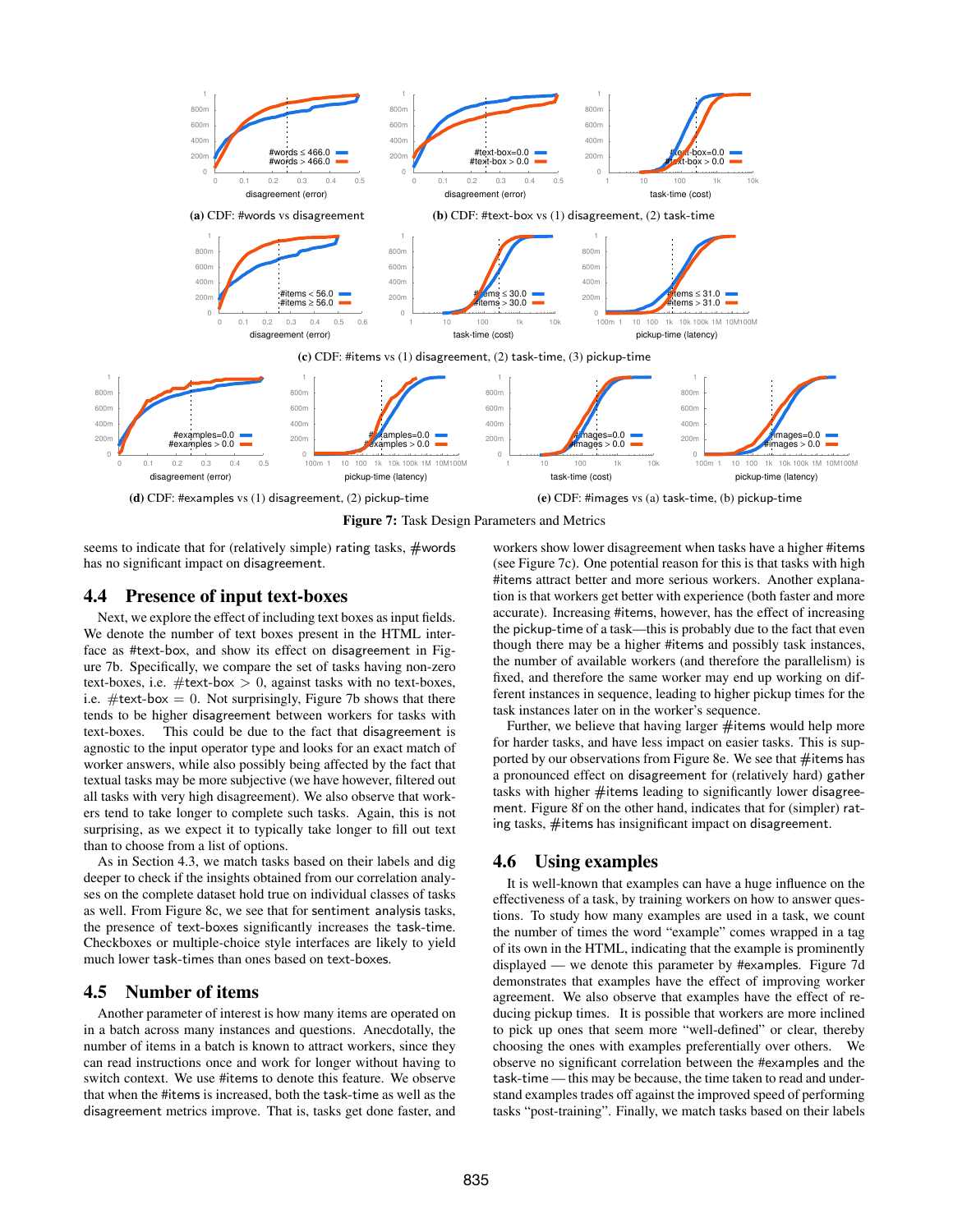(a) CDF: #words vs disagreement

1
800m
600m
400m
200m
0
0 0.1 0.2 0.3 0.4 0.5
disagreement (error)
#words ≤ 466.0
#words > 466.0

(b) CDF: #text-box vs (1) disagreement, (2) task-time

1
800m
600m
400m
200m
0
0 0.1 0.2 0.3 0.4 0.5
disagreement (error)
#text-box=0.0
#text-box > 0.0

1
800m
600m
400m
200m
0
1 10 100 1k 10k
task-time (cost)
#text-box=0.0
#text-box > 0.0

(c) CDF: #items vs (1) disagreement, (2) task-time, (3) pickup-time

1
800m
600m
400m
200m
0
0 0.1 0.2 0.3 0.4 0.5 0.6
disagreement (error)
#items < 56.0
#items ≥ 56.0

1
800m
600m
400m
200m
0
1 10 100 1k 10k
task-time (cost)
#items ≤ 30.0
#items > 30.0

1
800m
600m
400m
200m
0
100m 1 10 100 1k 10k 100k 1M 10M 100M
pickup-time (latency)
#items ≤ 31.0
#items > 31.0

(d) CDF: #examples vs (1) disagreement, (2) pickup-time

1
800m
600m
400m
200m
0
0 0.1 0.2 0.3 0.4 0.5
disagreement (error)
#examples=0.0
#examples > 0.0

1
800m
600m
400m
200m
0
100m 1 10 100 1k 10k 100k 1M 10M 100M
pickup-time (latency)
#examples=0.0
#examples > 0.0

(e) CDF: #images vs (a) task-time, (b) pickup-time

1
800m
600m
400m
200m
0
1 10 100 1k 10k
task-time (cost)
#images=0.0
#images > 0.0

1
800m
600m
400m
200m
0
100m 1 10 100 1k 10k 100k 1M 10M 100M
pickup-time (latency)
#images=0.0
#images > 0.0

**Figure 7:** Task Design Parameters and Metrics

seems to indicate that for (relatively simple) rating tasks, #words has no significant impact on disagreement.

## 4.4 Presence of input text-boxes

Next, we explore the effect of including text boxes as input fields. We denote the number of text boxes present in the HTML interface as #text-box, and show its effect on disagreement in Figure 7b. Specifically, we compare the set of tasks having non-zero text-boxes, i.e. $\#\text{text-box} > 0$, against tasks with no text-boxes, i.e. $\#\text{text-box} = 0$. Not surprisingly, Figure 7b shows that there tends to be higher disagreement between workers for tasks with text-boxes. This could be due to the fact that disagreement is agnostic to the input operator type and looks for an exact match of worker answers, while also possibly being affected by the fact that textual tasks may be more subjective (we have however, filtered out all tasks with very high disagreement). We also observe that workers tend to take longer to complete such tasks. Again, this is not surprising, as we expect it to typically take longer to fill out text than to choose from a list of options.

As in Section 4.3, we match tasks based on their labels and dig deeper to check if the insights obtained from our correlation analyses on the complete dataset hold true on individual classes of tasks as well. From Figure 8c, we see that for sentiment analysis tasks, the presence of text-boxes significantly increases the task-time. Checkboxes or multiple-choice style interfaces are likely to yield much lower task-times than ones based on text-boxes.

## 4.5 Number of items

Another parameter of interest is how many items are operated on in a batch across many instances and questions. Anecdotally, the number of items in a batch is known to attract workers, since they can read instructions once and work for longer without having to switch context. We use #items to denote this feature. We observe that when the #items is increased, both the task-time as well as the disagreement metrics improve. That is, tasks get done faster, and workers show lower disagreement when tasks have a higher #items (see Figure 7c). One potential reason for this is that tasks with high #items attract better and more serious workers. Another explanation is that workers get better with experience (both faster and more accurate). Increasing #items, however, has the effect of increasing the pickup-time of a task—this is probably due to the fact that even though there may be a higher #items and possibly task instances, the number of available workers (and therefore the parallelism) is fixed, and therefore the same worker may end up working on different instances in sequence, leading to higher pickup times for the task instances later on in the worker's sequence.

Further, we believe that having larger #items would help more for harder tasks, and have less impact on easier tasks. This is supported by our observations from Figure 8e. We see that #items has a pronounced effect on disagreement for (relatively hard) gather tasks with higher #items leading to significantly lower disagreement. Figure 8f on the other hand, indicates that for (simpler) rating tasks, #items has insignificant impact on disagreement.

## 4.6 Using examples

It is well-known that examples can have a huge influence on the effectiveness of a task, by training workers on how to answer questions. To study how many examples are used in a task, we count the number of times the word "example" comes wrapped in a tag of its own in the HTML, indicating that the example is prominently displayed — we denote this parameter by #examples. Figure 7d demonstrates that examples have the effect of improving worker agreement. We also observe that examples have the effect of reducing pickup times. It is possible that workers are more inclined to pick up ones that seem more "well-defined" or clear, thereby choosing the ones with examples preferentially over others. We observe no significant correlation between the #examples and the task-time — this may be because, the time taken to read and understand examples trades off against the improved speed of performing tasks "post-training". Finally, we match tasks based on their labels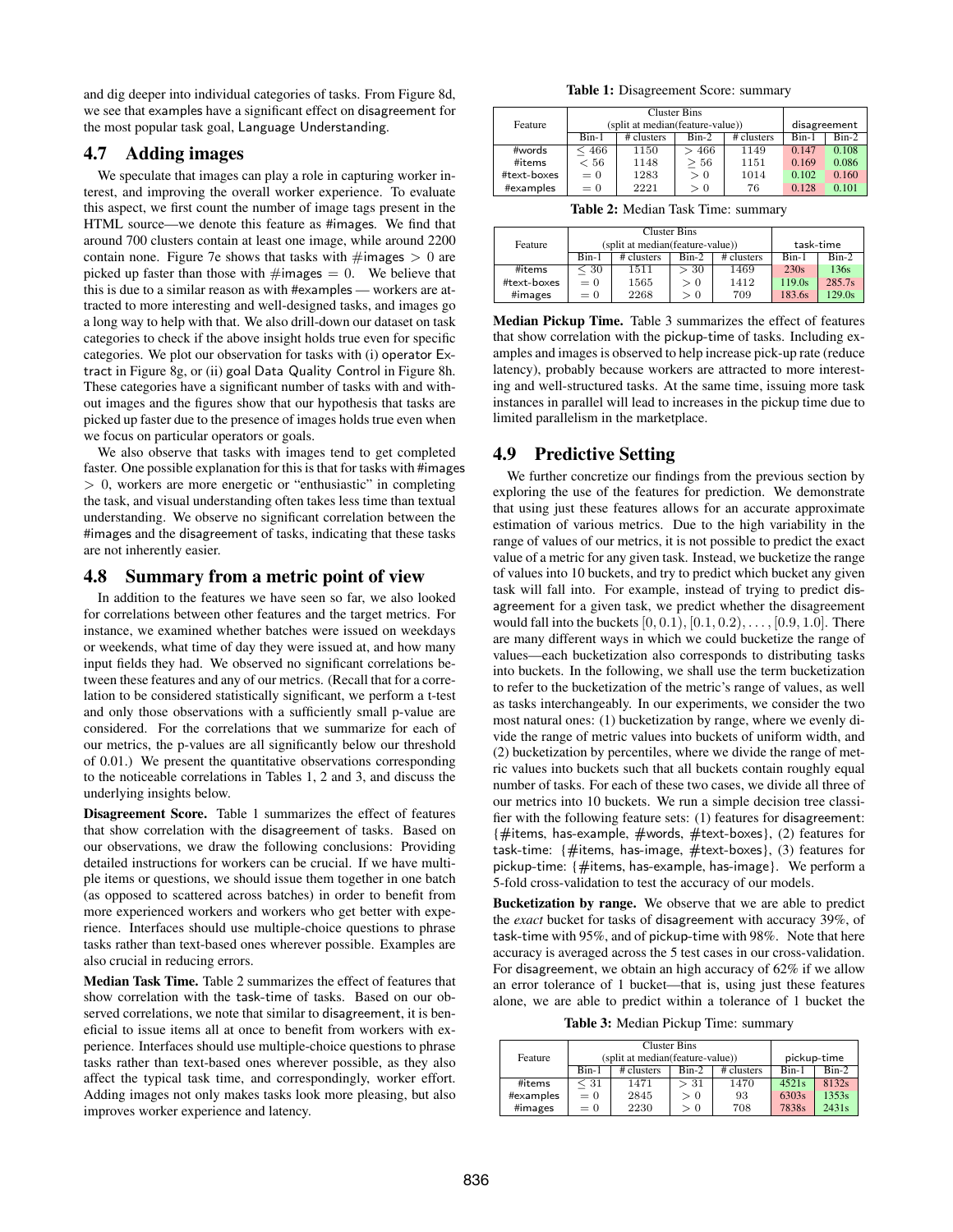and dig deeper into individual categories of tasks. From Figure 8d, we see that examples have a significant effect on disagreement for the most popular task goal, Language Understanding.

## 4.7 Adding images

We speculate that images can play a role in capturing worker interest, and improving the overall worker experience. To evaluate this aspect, we first count the number of image tags present in the HTML source—we denote this feature as #images. We find that around 700 clusters contain at least one image, while around 2200 contain none. Figure 7e shows that tasks with #images $> 0$ are picked up faster than those with #images $= 0$. We believe that this is due to a similar reason as with #examples — workers are attracted to more interesting and well-designed tasks, and images go a long way to help with that. We also drill-down our dataset on task categories to check if the above insight holds true even for specific categories. We plot our observation for tasks with (i) operator Extract in Figure 8g, or (ii) goal Data Quality Control in Figure 8h. These categories have a significant number of tasks with and without images and the figures show that our hypothesis that tasks are picked up faster due to the presence of images holds true even when we focus on particular operators or goals.

We also observe that tasks with images tend to get completed faster. One possible explanation for this is that for tasks with #images $> 0$, workers are more energetic or "enthusiastic" in completing the task, and visual understanding often takes less time than textual understanding. We observe no significant correlation between the #images and the disagreement of tasks, indicating that these tasks are not inherently easier.

## 4.8 Summary from a metric point of view

In addition to the features we have seen so far, we also looked for correlations between other features and the target metrics. For instance, we examined whether batches were issued on weekdays or weekends, what time of day they were issued at, and how many input fields they had. We observed no significant correlations between these features and any of our metrics. (Recall that for a correlation to be considered statistically significant, we perform a t-test and only those observations with a sufficiently small p-value are considered. For the correlations that we summarize for each of our metrics, the p-values are all significantly below our threshold of 0.01.) We present the quantitative observations corresponding to the noticeable correlations in Tables 1, 2 and 3, and discuss the underlying insights below.

**Disagreement Score.** Table 1 summarizes the effect of features that show correlation with the disagreement of tasks. Based on our observations, we draw the following conclusions: Providing detailed instructions for workers can be crucial. If we have multiple items or questions, we should issue them together in one batch (as opposed to scattered across batches) in order to benefit from more experienced workers and workers who get better with experience. Interfaces should use multiple-choice questions to phrase tasks rather than text-based ones wherever possible. Examples are also crucial in reducing errors.

**Median Task Time.** Table 2 summarizes the effect of features that show correlation with the task-time of tasks. Based on our observed correlations, we note that similar to disagreement, it is beneficial to issue items all at once to benefit from workers with experience. Interfaces should use multiple-choice questions to phrase tasks rather than text-based ones wherever possible, as they also affect the typical task time, and correspondingly, worker effort. Adding images not only makes tasks look more pleasing, but also improves worker experience and latency.

**Table 1:** Disagreement Score: summary

| Feature | Cluster Bins (split at median(feature-value)) | | | | disagreement | |
|---|---|---|---|---|---|---|
| | Bin-1 | # clusters | Bin-2 | # clusters | Bin-1 | Bin-2 |
| #words | $\leq 466$ | 1150 | $> 466$ | 1149 | 0.147 | 0.108 |
| #items | $< 56$ | 1148 | $\geq 56$ | 1151 | 0.169 | 0.086 |
| #text-boxes | $= 0$ | 1283 | $> 0$ | 1014 | 0.102 | 0.160 |
| #examples | $= 0$ | 2221 | $> 0$ | 76 | 0.128 | 0.101 |

**Table 2:** Median Task Time: summary

| Feature | Cluster Bins (split at median(feature-value)) | | | | task-time | |
|---|---|---|---|---|---|---|
| | Bin-1 | # clusters | Bin-2 | # clusters | Bin-1 | Bin-2 |
| #items | $\leq 30$ | 1511 | $> 30$ | 1469 | 230s | 136s |
| #text-boxes | $= 0$ | 1565 | $> 0$ | 1412 | 119.0s | 285.7s |
| #images | $= 0$ | 2268 | $> 0$ | 709 | 183.6s | 129.0s |

**Median Pickup Time.** Table 3 summarizes the effect of features that show correlation with the pickup-time of tasks. Including examples and images is observed to help increase pick-up rate (reduce latency), probably because workers are attracted to more interesting and well-structured tasks. At the same time, issuing more task instances in parallel will lead to increases in the pickup time due to limited parallelism in the marketplace.

## 4.9 Predictive Setting

We further concretize our findings from the previous section by exploring the use of the features for prediction. We demonstrate that using just these features allows for an accurate approximate estimation of various metrics. Due to the high variability in the range of values of our metrics, it is not possible to predict the exact value of a metric for any given task. Instead, we bucketize the range of values into 10 buckets, and try to predict which bucket any given task will fall into. For example, instead of trying to predict disagreement for a given task, we predict whether the disagreement would fall into the buckets $[0, 0.1), [0.1, 0.2), \ldots, [0.9, 1.0]$. There are many different ways in which we could bucketize the range of values—each bucketization also corresponds to distributing tasks into buckets. In the following, we shall use the term bucketization to refer to the bucketization of the metric's range of values, as well as tasks interchangeably. In our experiments, we consider the two most natural ones: (1) bucketization by range, where we evenly divide the range of metric values into buckets of uniform width, and (2) bucketization by percentiles, where we divide the range of metric values into buckets such that all buckets contain roughly equal number of tasks. For each of these two cases, we divide all three of our metrics into 10 buckets. We run a simple decision tree classifier with the following feature sets: (1) features for disagreement: {#items, has-example, #words, #text-boxes}, (2) features for task-time: {#items, has-image, #text-boxes}, (3) features for pickup-time: {#items, has-example, has-image}. We perform a 5-fold cross-validation to test the accuracy of our models.

**Bucketization by range.** We observe that we are able to predict the *exact* bucket for tasks of disagreement with accuracy 39%, of task-time with 95%, and of pickup-time with 98%. Note that here accuracy is averaged across the 5 test cases in our cross-validation. For disagreement, we obtain an high accuracy of 62% if we allow an error tolerance of 1 bucket—that is, using just these features alone, we are able to predict within a tolerance of 1 bucket the

**Table 3:** Median Pickup Time: summary

| Feature | Cluster Bins (split at median(feature-value)) | | | | pickup-time | |
|---|---|---|---|---|---|---|
| | Bin-1 | # clusters | Bin-2 | # clusters | Bin-1 | Bin-2 |
| #items | $\leq 31$ | 1471 | $> 31$ | 1470 | 4521s | 8132s |
| #examples | $= 0$ | 2845 | $> 0$ | 93 | 6303s | 1353s |
| #images | $= 0$ | 2230 | $> 0$ | 708 | 7838s | 2431s |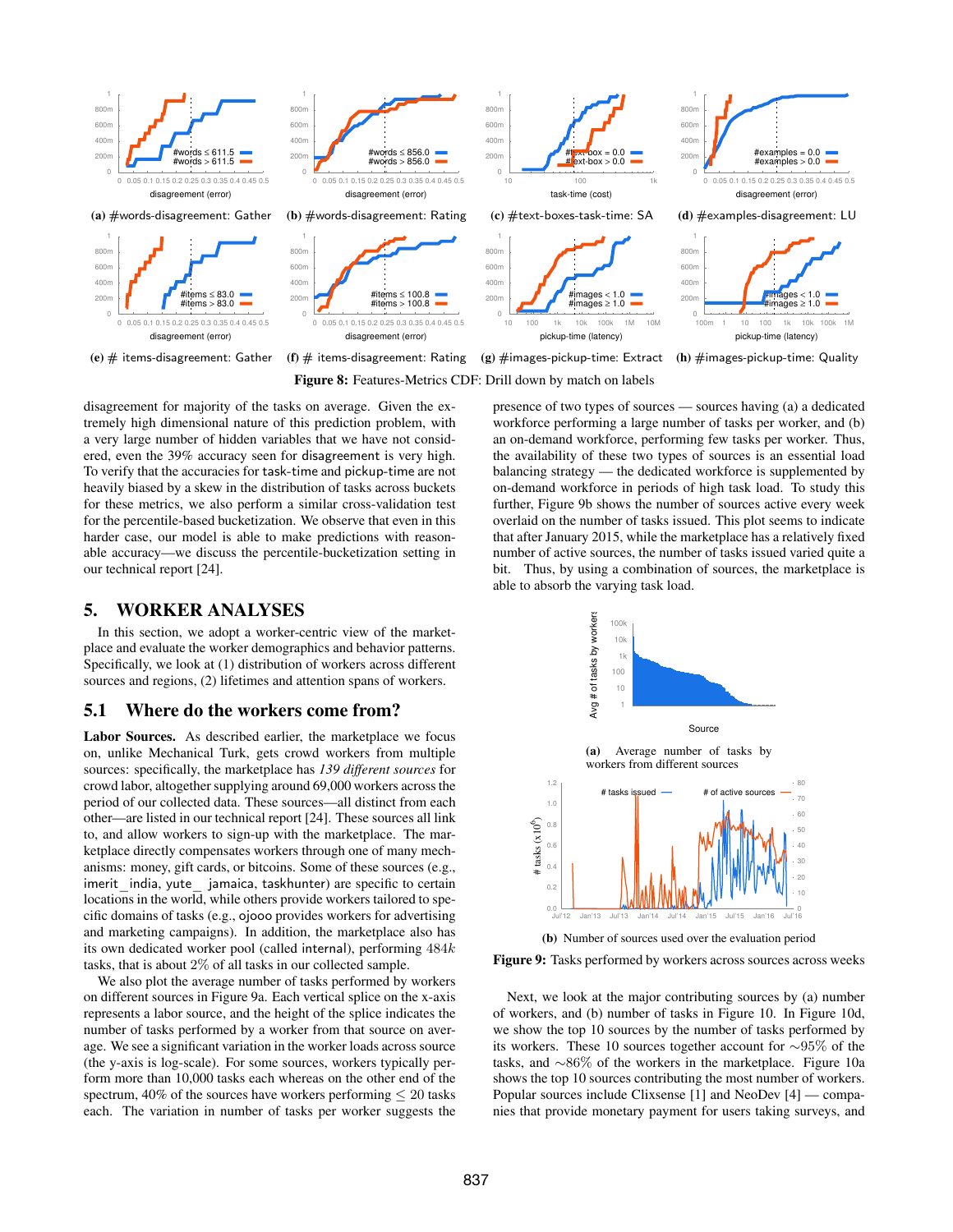(a) #words-disagreement: Gather (b) #words-disagreement: Rating (c) #text-boxes-task-time: SA (d) #examples-disagreement: LU

(e) # items-disagreement: Gather (f) # items-disagreement: Rating (g) #images-pickup-time: Extract (h) #images-pickup-time: Quality

**Figure 8:** Features-Metrics CDF: Drill down by match on labels

disagreement for majority of the tasks on average. Given the extremely high dimensional nature of this prediction problem, with a very large number of hidden variables that we have not considered, even the 39% accuracy seen for disagreement is very high. To verify that the accuracies for task-time and pickup-time are not heavily biased by a skew in the distribution of tasks across buckets for these metrics, we also perform a similar cross-validation test for the percentile-based bucketization. We observe that even in this harder case, our model is able to make predictions with reasonable accuracy—we discuss the percentile-bucketization setting in our technical report [24].

## 5. WORKER ANALYSES

In this section, we adopt a worker-centric view of the marketplace and evaluate the worker demographics and behavior patterns. Specifically, we look at (1) distribution of workers across different sources and regions, (2) lifetimes and attention spans of workers.

### 5.1 Where do the workers come from?

**Labor Sources.** As described earlier, the marketplace we focus on, unlike Mechanical Turk, gets crowd workers from multiple sources: specifically, the marketplace has *139 different sources* for crowd labor, altogether supplying around 69,000 workers across the period of our collected data. These sources—all distinct from each other—are listed in our technical report [24]. These sources all link to, and allow workers to sign-up with the marketplace. The marketplace directly compensates workers through one of many mechanisms: money, gift cards, or bitcoins. Some of these sources (e.g., imerit_india, yute_ jamaica, taskhunter) are specific to certain locations in the world, while others provide workers tailored to specific domains of tasks (e.g., ojooo provides workers for advertising and marketing campaigns). In addition, the marketplace also has its own dedicated worker pool (called internal), performing $484k$ tasks, that is about $2\%$ of all tasks in our collected sample.

We also plot the average number of tasks performed by workers on different sources in Figure 9a. Each vertical splice on the x-axis represents a labor source, and the height of the splice indicates the number of tasks performed by a worker from that source on average. We see a significant variation in the worker loads across source (the y-axis is log-scale). For some sources, workers typically perform more than 10,000 tasks each whereas on the other end of the spectrum, 40% of the sources have workers performing $\leq 20$ tasks each. The variation in number of tasks per worker suggests the presence of two types of sources — sources having (a) a dedicated workforce performing a large number of tasks per worker, and (b) an on-demand workforce, performing few tasks per worker. Thus, the availability of these two types of sources is an essential load balancing strategy — the dedicated workforce is supplemented by on-demand workforce in periods of high task load. To study this further, Figure 9b shows the number of sources active every week overlaid on the number of tasks issued. This plot seems to indicate that after January 2015, while the marketplace has a relatively fixed number of active sources, the number of tasks issued varied quite a bit. Thus, by using a combination of sources, the marketplace is able to absorb the varying task load.

(a) Average number of tasks by workers from different sources

(b) Number of sources used over the evaluation period

**Figure 9:** Tasks performed by workers across sources across weeks

Next, we look at the major contributing sources by (a) number of workers, and (b) number of tasks in Figure 10. In Figure 10d, we show the top 10 sources by the number of tasks performed by its workers. These 10 sources together account for $\sim95\%$ of the tasks, and $\sim86\%$ of the workers in the marketplace. Figure 10a shows the top 10 sources contributing the most number of workers. Popular sources include Clixsense [1] and NeoDev [4] — companies that provide monetary payment for users taking surveys, and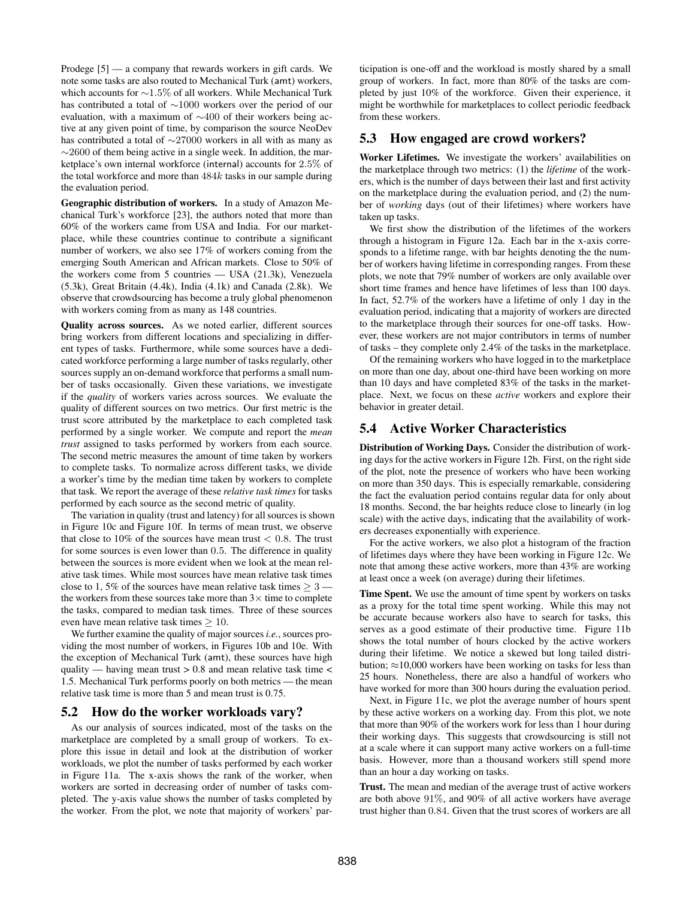Prodege [5] — a company that rewards workers in gift cards. We note some tasks are also routed to Mechanical Turk (amt) workers, which accounts for $\sim 1.5\%$ of all workers. While Mechanical Turk has contributed a total of $\sim 1000$ workers over the period of our evaluation, with a maximum of $\sim 400$ of their workers being active at any given point of time, by comparison the source NeoDev has contributed a total of $\sim 27000$ workers in all with as many as $\sim 2600$ of them being active in a single week. In addition, the marketplace's own internal workforce (internal) accounts for $2.5\%$ of the total workforce and more than $484k$ tasks in our sample during the evaluation period.

**Geographic distribution of workers.** In a study of Amazon Mechanical Turk's workforce [23], the authors noted that more than 60% of the workers came from USA and India. For our marketplace, while these countries continue to contribute a significant number of workers, we also see 17% of workers coming from the emerging South American and African markets. Close to 50% of the workers come from 5 countries — USA (21.3k), Venezuela (5.3k), Great Britain (4.4k), India (4.1k) and Canada (2.8k). We observe that crowdsourcing has become a truly global phenomenon with workers coming from as many as 148 countries.

**Quality across sources.** As we noted earlier, different sources bring workers from different locations and specializing in different types of tasks. Furthermore, while some sources have a dedicated workforce performing a large number of tasks regularly, other sources supply an on-demand workforce that performs a small number of tasks occasionally. Given these variations, we investigate if the *quality* of workers varies across sources. We evaluate the quality of different sources on two metrics. Our first metric is the trust score attributed by the marketplace to each completed task performed by a single worker. We compute and report the *mean trust* assigned to tasks performed by workers from each source. The second metric measures the amount of time taken by workers to complete tasks. To normalize across different tasks, we divide a worker's time by the median time taken by workers to complete that task. We report the average of these *relative task times* for tasks performed by each source as the second metric of quality.

The variation in quality (trust and latency) for all sources is shown in Figure 10c and Figure 10f. In terms of mean trust, we observe that close to 10% of the sources have mean trust $< 0.8$. The trust for some sources is even lower than $0.5$. The difference in quality between the sources is more evident when we look at the mean relative task times. While most sources have mean relative task times close to 1, 5% of the sources have mean relative task times $\geq 3$ — the workers from these sources take more than $3\times$ time to complete the tasks, compared to median task times. Three of these sources even have mean relative task times $\geq 10$.

We further examine the quality of major sources *i.e.*, sources providing the most number of workers, in Figures 10b and 10e. With the exception of Mechanical Turk (amt), these sources have high quality — having mean trust > 0.8 and mean relative task time < 1.5. Mechanical Turk performs poorly on both metrics — the mean relative task time is more than 5 and mean trust is 0.75.

## 5.2 How do the worker workloads vary?

As our analysis of sources indicated, most of the tasks on the marketplace are completed by a small group of workers. To explore this issue in detail and look at the distribution of worker workloads, we plot the number of tasks performed by each worker in Figure 11a. The x-axis shows the rank of the worker, when workers are sorted in decreasing order of number of tasks completed. The y-axis value shows the number of tasks completed by the worker. From the plot, we note that majority of workers' participation is one-off and the workload is mostly shared by a small group of workers. In fact, more than 80% of the tasks are completed by just 10% of the workforce. Given their experience, it might be worthwhile for marketplaces to collect periodic feedback from these workers.

## 5.3 How engaged are crowd workers?

**Worker Lifetimes.** We investigate the workers' availabilities on the marketplace through two metrics: (1) the *lifetime* of the workers, which is the number of days between their last and first activity on the marketplace during the evaluation period, and (2) the number of *working* days (out of their lifetimes) where workers have taken up tasks.

We first show the distribution of the lifetimes of the workers through a histogram in Figure 12a. Each bar in the x-axis corresponds to a lifetime range, with bar heights denoting the the number of workers having lifetime in corresponding ranges. From these plots, we note that 79% number of workers are only available over short time frames and hence have lifetimes of less than 100 days. In fact, 52.7% of the workers have a lifetime of only 1 day in the evaluation period, indicating that a majority of workers are directed to the marketplace through their sources for one-off tasks. However, these workers are not major contributors in terms of number of tasks – they complete only 2.4% of the tasks in the marketplace.

Of the remaining workers who have logged in to the marketplace on more than one day, about one-third have been working on more than 10 days and have completed 83% of the tasks in the marketplace. Next, we focus on these *active* workers and explore their behavior in greater detail.

## 5.4 Active Worker Characteristics

**Distribution of Working Days.** Consider the distribution of working days for the active workers in Figure 12b. First, on the right side of the plot, note the presence of workers who have been working on more than 350 days. This is especially remarkable, considering the fact the evaluation period contains regular data for only about 18 months. Second, the bar heights reduce close to linearly (in log scale) with the active days, indicating that the availability of workers decreases exponentially with experience.

For the active workers, we also plot a histogram of the fraction of lifetimes days where they have been working in Figure 12c. We note that among these active workers, more than 43% are working at least once a week (on average) during their lifetimes.

**Time Spent.** We use the amount of time spent by workers on tasks as a proxy for the total time spent working. While this may not be accurate because workers also have to search for tasks, this serves as a good estimate of their productive time. Figure 11b shows the total number of hours clocked by the active workers during their lifetime. We notice a skewed but long tailed distribution; $\approx$10,000 workers have been working on tasks for less than 25 hours. Nonetheless, there are also a handful of workers who have worked for more than 300 hours during the evaluation period.

Next, in Figure 11c, we plot the average number of hours spent by these active workers on a working day. From this plot, we note that more than 90% of the workers work for less than 1 hour during their working days. This suggests that crowdsourcing is still not at a scale where it can support many active workers on a full-time basis. However, more than a thousand workers still spend more than an hour a day working on tasks.

**Trust.** The mean and median of the average trust of active workers are both above $91\%$, and 90% of all active workers have average trust higher than $0.84$. Given that the trust scores of workers are all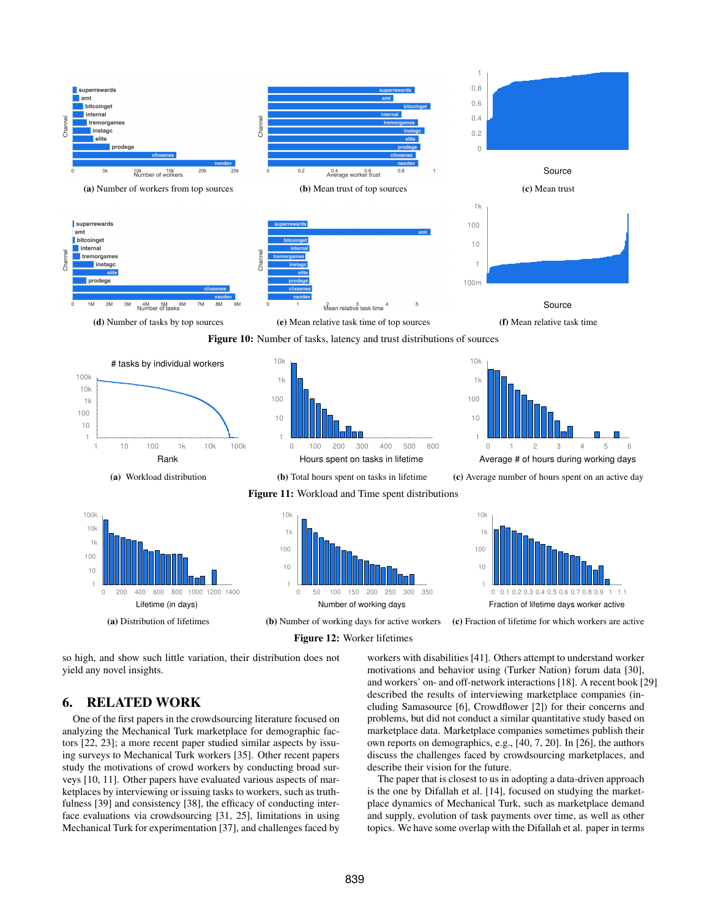(a) Number of workers from top sources

(b) Mean trust of top sources

(c) Mean trust

(d) Number of tasks by top sources

(e) Mean relative task time of top sources

(f) Mean relative task time

**Figure 10:** Number of tasks, latency and trust distributions of sources

(a) Workload distribution

(b) Total hours spent on tasks in lifetime

(c) Average number of hours spent on an active day

**Figure 11:** Workload and Time spent distributions

(a) Distribution of lifetimes

(b) Number of working days for active workers

(c) Fraction of lifetime for which workers are active

**Figure 12:** Worker lifetimes

so high, and show such little variation, their distribution does not yield any novel insights.

## 6. RELATED WORK

One of the first papers in the crowdsourcing literature focused on analyzing the Mechanical Turk marketplace for demographic factors [22, 23]; a more recent paper studied similar aspects by issuing surveys to Mechanical Turk workers [35]. Other recent papers study the motivations of crowd workers by conducting broad surveys [10, 11]. Other papers have evaluated various aspects of marketplaces by interviewing or issuing tasks to workers, such as truthfulness [39] and consistency [38], the efficacy of conducting interface evaluations via crowdsourcing [31, 25], limitations in using Mechanical Turk for experimentation [37], and challenges faced by workers with disabilities [41]. Others attempt to understand worker motivations and behavior using (Turker Nation) forum data [30], and workers' on- and off-network interactions [18]. A recent book [29] described the results of interviewing marketplace companies (including Samasource [6], Crowdflower [2]) for their concerns and problems, but did not conduct a similar quantitative study based on marketplace data. Marketplace companies sometimes publish their own reports on demographics, e.g., [40, 7, 20]. In [26], the authors discuss the challenges faced by crowdsourcing marketplaces, and describe their vision for the future.

The paper that is closest to us in adopting a data-driven approach is the one by Difallah et al. [14], focused on studying the marketplace dynamics of Mechanical Turk, such as marketplace demand and supply, evolution of task payments over time, as well as other topics. We have some overlap with the Difallah et al. paper in terms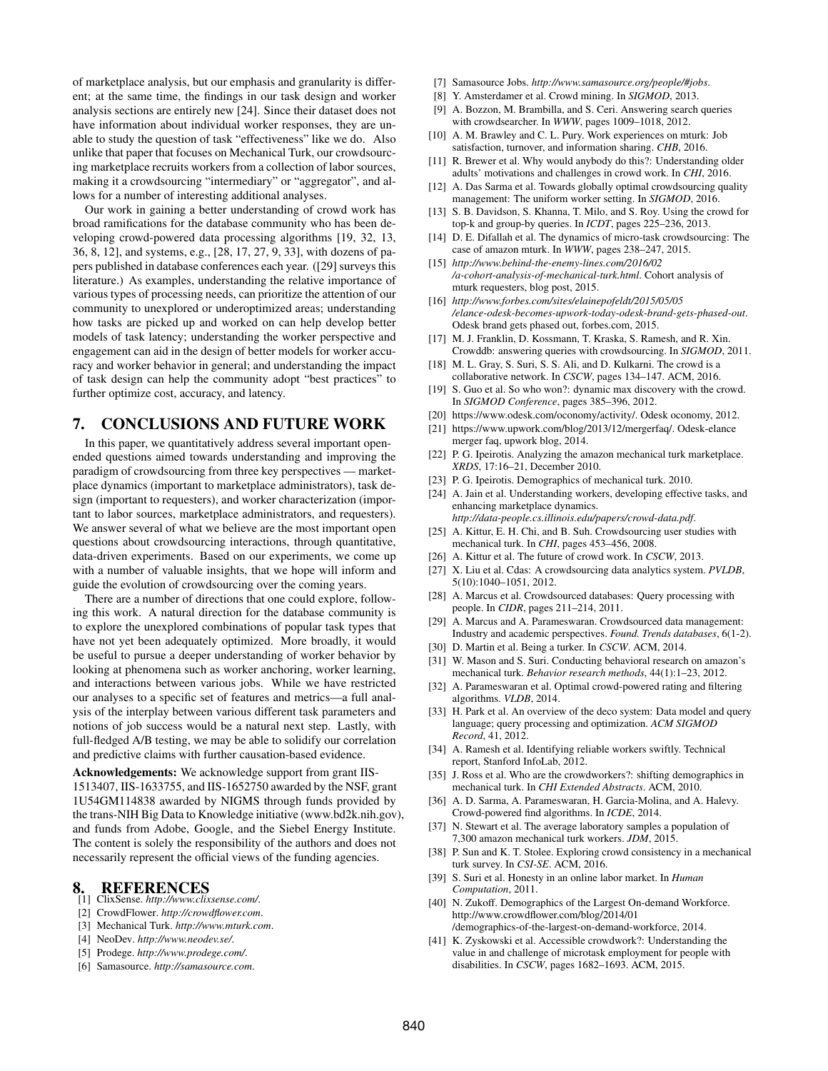of marketplace analysis, but our emphasis and granularity is different; at the same time, the findings in our task design and worker analysis sections are entirely new [24]. Since their dataset does not have information about individual worker responses, they are unable to study the question of task "effectiveness" like we do. Also unlike that paper that focuses on Mechanical Turk, our crowdsourcing marketplace recruits workers from a collection of labor sources, making it a crowdsourcing "intermediary" or "aggregator", and allows for a number of interesting additional analyses.

Our work in gaining a better understanding of crowd work has broad ramifications for the database community who has been developing crowd-powered data processing algorithms [19, 32, 13, 36, 8, 12], and systems, e.g., [28, 17, 27, 9, 33], with dozens of papers published in database conferences each year. ([29] surveys this literature.) As examples, understanding the relative importance of various types of processing needs, can prioritize the attention of our community to unexplored or underoptimized areas; understanding how tasks are picked up and worked on can help develop better models of task latency; understanding the worker perspective and engagement can aid in the design of better models for worker accuracy and worker behavior in general; and understanding the impact of task design can help the community adopt "best practices" to further optimize cost, accuracy, and latency.

# 7. CONCLUSIONS AND FUTURE WORK

In this paper, we quantitatively address several important open-ended questions aimed towards understanding and improving the paradigm of crowdsourcing from three key perspectives — marketplace dynamics (important to marketplace administrators), task design (important to requesters), and worker characterization (important to labor sources, marketplace administrators, and requesters). We answer several of what we believe are the most important open questions about crowdsourcing interactions, through quantitative, data-driven experiments. Based on our experiments, we come up with a number of valuable insights, that we hope will inform and guide the evolution of crowdsourcing over the coming years.

There are a number of directions that one could explore, following this work. A natural direction for the database community is to explore the unexplored combinations of popular task types that have not yet been adequately optimized. More broadly, it would be useful to pursue a deeper understanding of worker behavior by looking at phenomena such as worker anchoring, worker learning, and interactions between various jobs. While we have restricted our analyses to a specific set of features and metrics—a full analysis of the interplay between various different task parameters and notions of job success would be a natural next step. Lastly, with full-fledged A/B testing, we may be able to solidify our correlation and predictive claims with further causation-based evidence.

**Acknowledgements:** We acknowledge support from grant IIS-1513407, IIS-1633755, and IIS-1652750 awarded by the NSF, grant 1U54GM114838 awarded by NIGMS through funds provided by the trans-NIH Big Data to Knowledge initiative (www.bd2k.nih.gov), and funds from Adobe, Google, and the Siebel Energy Institute. The content is solely the responsibility of the authors and does not necessarily represent the official views of the funding agencies.

# 8. REFERENCES

[1] ClixSense. *http://www.clixsense.com/*.
[2] CrowdFlower. *http://crowdflower.com*.
[3] Mechanical Turk. *http://www.mturk.com*.
[4] NeoDev. *http://www.neodev.se/*.
[5] Prodege. *http://www.prodege.com/*.
[6] Samasource. *http://samasource.com*.
[7] Samasource Jobs. *http://www.samasource.org/people/#jobs*.
[8] Y. Amsterdamer et al. Crowd mining. In *SIGMOD*, 2013.
[9] A. Bozzon, M. Brambilla, and S. Ceri. Answering search queries with crowdsearcher. In *WWW*, pages 1009–1018, 2012.
[10] A. M. Brawley and C. L. Pury. Work experiences on mturk: Job satisfaction, turnover, and information sharing. *CHB*, 2016.
[11] R. Brewer et al. Why would anybody do this?: Understanding older adults' motivations and challenges in crowd work. In *CHI*, 2016.
[12] A. Das Sarma et al. Towards globally optimal crowdsourcing quality management: The uniform worker setting. In *SIGMOD*, 2016.
[13] S. B. Davidson, S. Khanna, T. Milo, and S. Roy. Using the crowd for top-k and group-by queries. In *ICDT*, pages 225–236, 2013.
[14] D. E. Difallah et al. The dynamics of micro-task crowdsourcing: The case of amazon mturk. In *WWW*, pages 238–247, 2015.
[15] *http://www.behind-the-enemy-lines.com/2016/02 /a-cohort-analysis-of-mechanical-turk.html*. Cohort analysis of mturk requesters, blog post, 2015.
[16] *http://www.forbes.com/sites/elainepofeldt/2015/05/05 /elance-odesk-becomes-upwork-today-odesk-brand-gets-phased-out*. Odesk brand gets phased out, forbes.com, 2015.
[17] M. J. Franklin, D. Kossmann, T. Kraska, S. Ramesh, and R. Xin. Crowddb: answering queries with crowdsourcing. In *SIGMOD*, 2011.
[18] M. L. Gray, S. Suri, S. S. Ali, and D. Kulkarni. The crowd is a collaborative network. In *CSCW*, pages 134–147. ACM, 2016.
[19] S. Guo et al. So who won?: dynamic max discovery with the crowd. In *SIGMOD Conference*, pages 385–396, 2012.
[20] https://www.odesk.com/oconomy/activity/. Odesk oconomy, 2012.
[21] https://www.upwork.com/blog/2013/12/mergerfaq/. Odesk-elance merger faq, upwork blog, 2014.
[22] P. G. Ipeirotis. Analyzing the amazon mechanical turk marketplace. *XRDS*, 17:16–21, December 2010.
[23] P. G. Ipeirotis. Demographics of mechanical turk. 2010.
[24] A. Jain et al. Understanding workers, developing effective tasks, and enhancing marketplace dynamics. *http://data-people.cs.illinois.edu/papers/crowd-data.pdf*.
[25] A. Kittur, E. H. Chi, and B. Suh. Crowdsourcing user studies with mechanical turk. In *CHI*, pages 453–456, 2008.
[26] A. Kittur et al. The future of crowd work. In *CSCW*, 2013.
[27] X. Liu et al. Cdas: A crowdsourcing data analytics system. *PVLDB*, 5(10):1040–1051, 2012.
[28] A. Marcus et al. Crowdsourced databases: Query processing with people. In *CIDR*, pages 211–214, 2011.
[29] A. Marcus and A. Parameswaran. Crowdsourced data management: Industry and academic perspectives. *Found. Trends databases*, 6(1-2).
[30] D. Martin et al. Being a turker. In *CSCW*. ACM, 2014.
[31] W. Mason and S. Suri. Conducting behavioral research on amazon's mechanical turk. *Behavior research methods*, 44(1):1–23, 2012.
[32] A. Parameswaran et al. Optimal crowd-powered rating and filtering algorithms. *VLDB*, 2014.
[33] H. Park et al. An overview of the deco system: Data model and query language; query processing and optimization. *ACM SIGMOD Record*, 41, 2012.
[34] A. Ramesh et al. Identifying reliable workers swiftly. Technical report, Stanford InfoLab, 2012.
[35] J. Ross et al. Who are the crowdworkers?: shifting demographics in mechanical turk. In *CHI Extended Abstracts*. ACM, 2010.
[36] A. D. Sarma, A. Parameswaran, H. Garcia-Molina, and A. Halevy. Crowd-powered find algorithms. In *ICDE*, 2014.
[37] N. Stewart et al. The average laboratory samples a population of 7,300 amazon mechanical turk workers. *JDM*, 2015.
[38] P. Sun and K. T. Stolee. Exploring crowd consistency in a mechanical turk survey. In *CSI-SE*. ACM, 2016.
[39] S. Suri et al. Honesty in an online labor market. In *Human Computation*, 2011.
[40] N. Zukoff. Demographics of the Largest On-demand Workforce. http://www.crowdflower.com/blog/2014/01 /demographics-of-the-largest-on-demand-workforce, 2014.
[41] K. Zyskowski et al. Accessible crowdwork?: Understanding the value in and challenge of microtask employment for people with disabilities. In *CSCW*, pages 1682–1693. ACM, 2015.